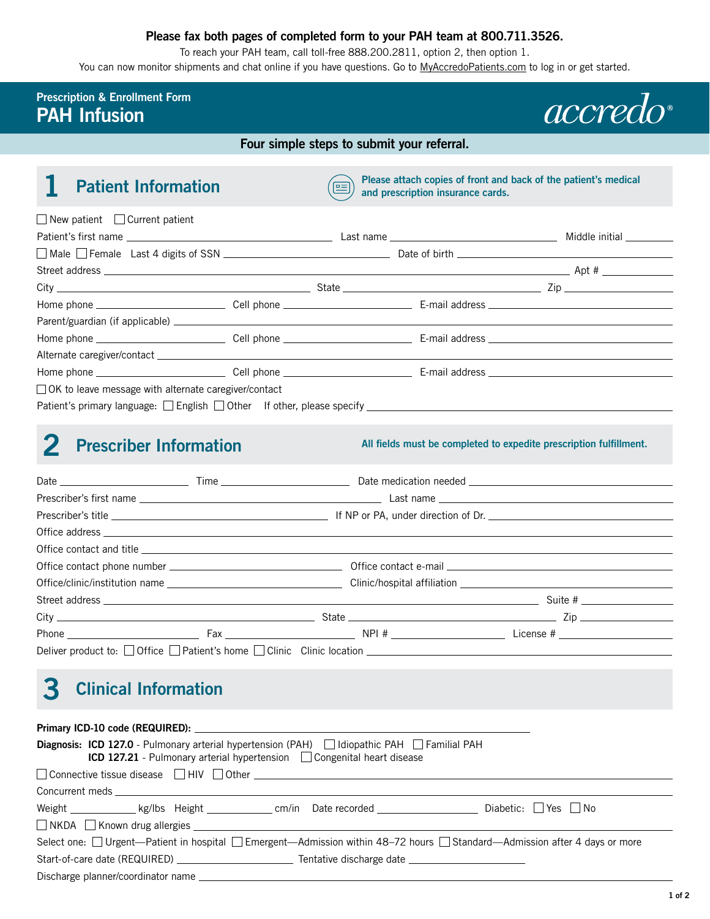**Please fax both pages of completed form to your PAH team at 800.711.3526.**

To reach your PAH team, call toll-free 888.200.2811, option 2, then option 1.

You can now monitor shipments and chat online if you have questions. Go to MyAccredoPatients.com to log in or get started.

Prescription & Enrollment Form

# PAH Infusion

accredo®

**Four simple steps to submit your referral.**

## 1 Patient Information

**Please attach copies of front and back of the patient's medical and prescription insurance cards.**

☐ New patient ☐ Current patient

Patient's first name ______________ Last name ______________ Middle initial ______

☐ Male ☐ Female Last 4 digits of SSN ______________ Date of birth ______________

Street address ______________ Apt # ______

City ______________ State ______________ Zip ______

Home phone ______________ Cell phone ______________ E-mail address ______________

Parent/guardian (if applicable) ______________

Home phone ______________ Cell phone ______________ E-mail address ______________

Alternate caregiver/contact ______________

Home phone ______________ Cell phone ______________ E-mail address ______________

☐ OK to leave message with alternate caregiver/contact

Patient's primary language: ☐ English ☐ Other If other, please specify ______________

## 2 Prescriber Information

**All fields must be completed to expedite prescription fulfillment.**

Date ______________ Time ______________ Date medication needed ______________

Prescriber's first name ______________ Last name ______________

Prescriber's title ______________ If NP or PA, under direction of Dr. ______________

Office address ______________

Office contact and title ______________

Office contact phone number ______________ Office contact e-mail ______________

Office/clinic/institution name ______________ Clinic/hospital affiliation ______________

Street address ______________ Suite # ______

City ______________ State ______________ Zip ______

Phone ______________ Fax ______________ NPI # ______________ License # ______________

Deliver product to: ☐ Office ☐ Patient's home ☐ Clinic Clinic location ______________

## 3 Clinical Information

**Primary ICD-10 code (REQUIRED):** ______________

**Diagnosis:** **ICD 127.0** - Pulmonary arterial hypertension (PAH) ☐ Idiopathic PAH ☐ Familial PAH
**ICD 127.21** - Pulmonary arterial hypertension ☐ Congenital heart disease

☐ Connective tissue disease ☐ HIV ☐ Other ______________

Concurrent meds ______________

Weight ______ kg/lbs Height ______ cm/in Date recorded ______________ Diabetic: ☐ Yes ☐ No

☐ NKDA ☐ Known drug allergies ______________

Select one: ☐ Urgent—Patient in hospital ☐ Emergent—Admission within 48–72 hours ☐ Standard—Admission after 4 days or more

Start-of-care date (REQUIRED) ______________ Tentative discharge date ______________

Discharge planner/coordinator name ______________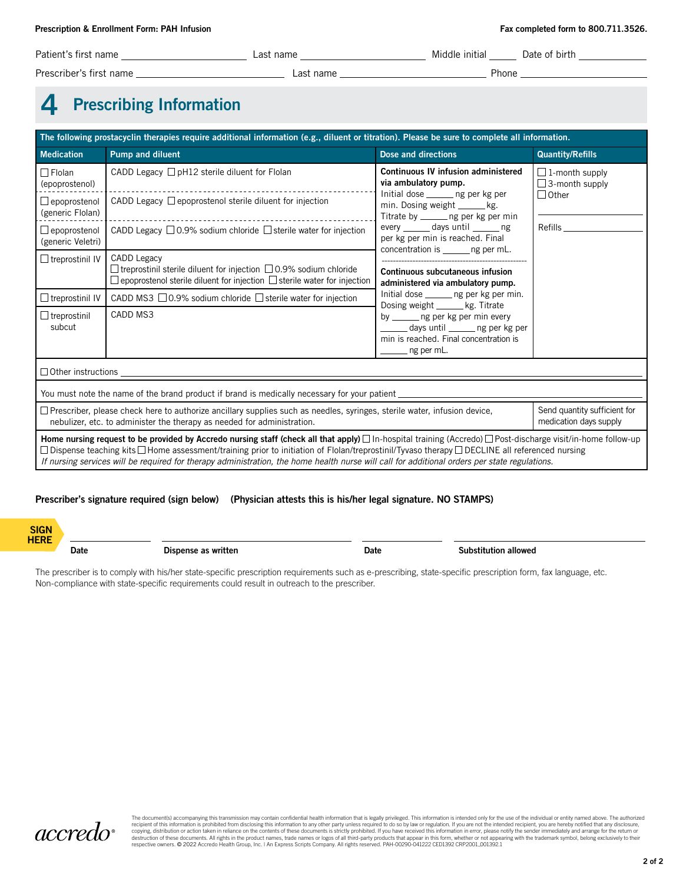**Prescription & Enrollment Form: PAH Infusion** **Fax completed form to 800.711.3526.**

Patient's first name ____________________ Last name ____________________ Middle initial _____ Date of birth ____________

Prescriber's first name ____________________ Last name ____________________ Phone ____________________

# 4 Prescribing Information

**The following prostacyclin therapies require additional information (e.g., diluent or titration). Please be sure to complete all information.**

| Medication | Pump and diluent | Dose and directions | Quantity/Refills |
|---|---|---|---|
| ☐ Flolan (epoprostenol) | CADD Legacy ☐ pH12 sterile diluent for Flolan | **Continuous IV infusion administered via ambulatory pump.** Initial dose ______ ng per kg per min. Dosing weight ______ kg. Titrate by ______ ng per kg per min every ______ days until ______ ng per kg per min is reached. Final concentration is ______ ng per mL. | ☐ 1-month supply ☐ 3-month supply ☐ Other ____________ Refills ____________ |
| ☐ epoprostenol (generic Flolan) | CADD Legacy ☐ epoprostenol sterile diluent for injection | | |
| ☐ epoprostenol (generic Veletri) | CADD Legacy ☐ 0.9% sodium chloride ☐ sterile water for injection | | |
| ☐ treprostinil IV | CADD Legacy ☐ treprostinil sterile diluent for injection ☐ 0.9% sodium chloride ☐ epoprostenol sterile diluent for injection ☐ sterile water for injection | | |
| ☐ treprostinil IV | CADD MS3 ☐ 0.9% sodium chloride ☐ sterile water for injection | **Continuous subcutaneous infusion administered via ambulatory pump.** Initial dose ______ ng per kg per min. Dosing weight ______ kg. Titrate by ______ ng per kg per min every ______ days until ______ ng per kg per min is reached. Final concentration is ______ ng per mL. | |
| ☐ treprostinil subcut | CADD MS3 | | |

☐ Other instructions ________________________________________________

You must note the name of the brand product if brand is medically necessary for your patient ____________________________

☐ Prescriber, please check here to authorize ancillary supplies such as needles, syringes, sterile water, infusion device, nebulizer, etc. to administer the therapy as needed for administration. — Send quantity sufficient for medication days supply

**Home nursing request to be provided by Accredo nursing staff (check all that apply)** ☐ In-hospital training (Accredo) ☐ Post-discharge visit/in-home follow-up ☐ Dispense teaching kits ☐ Home assessment/training prior to initiation of Flolan/treprostinil/Tyvaso therapy ☐ DECLINE all referenced nursing

*If nursing services will be required for therapy administration, the home health nurse will call for additional orders per state regulations.*

**Prescriber's signature required (sign below)** **(Physician attests this is his/her legal signature. NO STAMPS)**

**SIGN HERE**

____________ **Date** ____________________ **Dispense as written** ____________ **Date** ____________________ **Substitution allowed**

The prescriber is to comply with his/her state-specific prescription requirements such as e-prescribing, state-specific prescription form, fax language, etc. Non-compliance with state-specific requirements could result in outreach to the prescriber.

accredo®

The document(s) accompanying this transmission may contain confidential health information that is legally privileged. This information is intended only for the use of the individual or entity named above. The authorized recipient of this information is prohibited from disclosing this information to any other party unless required to do so by law or regulation. If you are not the intended recipient, you are hereby notified that any disclosure, copying, distribution or action taken in reliance on the contents of these documents is strictly prohibited. If you have received this information in error, please notify the sender immediately and arrange for the return or destruction of these documents. All rights in the product names, trade names or logos of all third-party products that appear in this form, whether or not appearing with the trademark symbol, belong exclusively to their respective owners. © 2022 Accredo Health Group, Inc. | An Express Scripts Company. All rights reserved. PAH-00290-041222 CED1392 CRP2001_001392.1